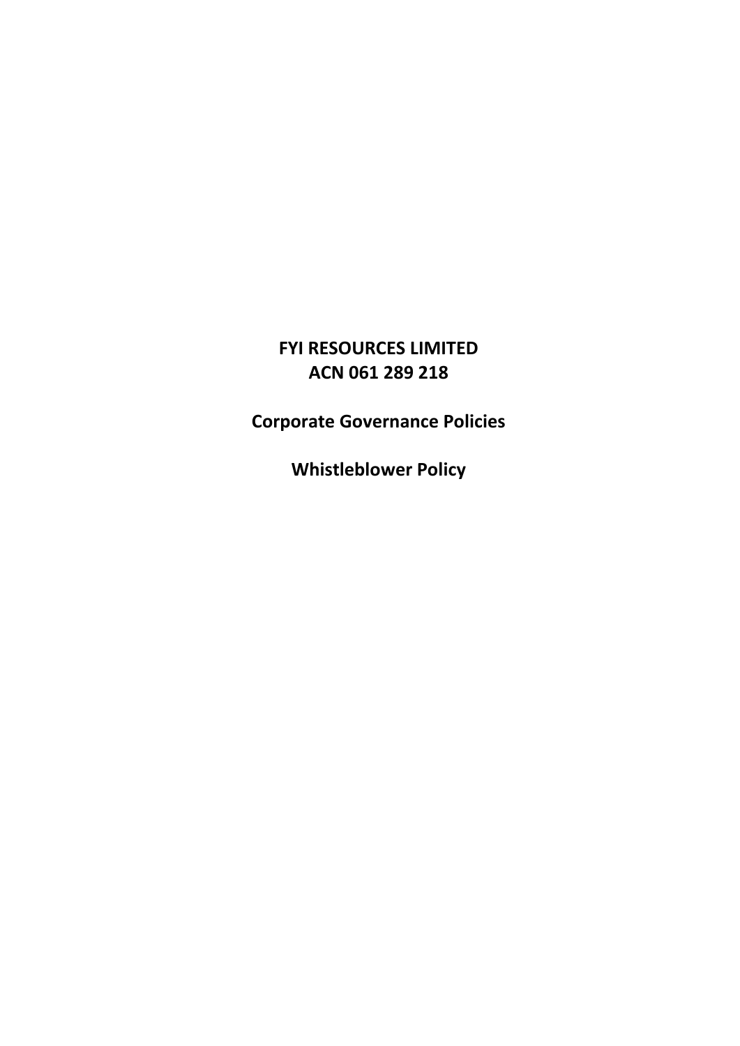# FYI RESOURCES LIMITED
# ACN 061 289 218

## Corporate Governance Policies

## Whistleblower Policy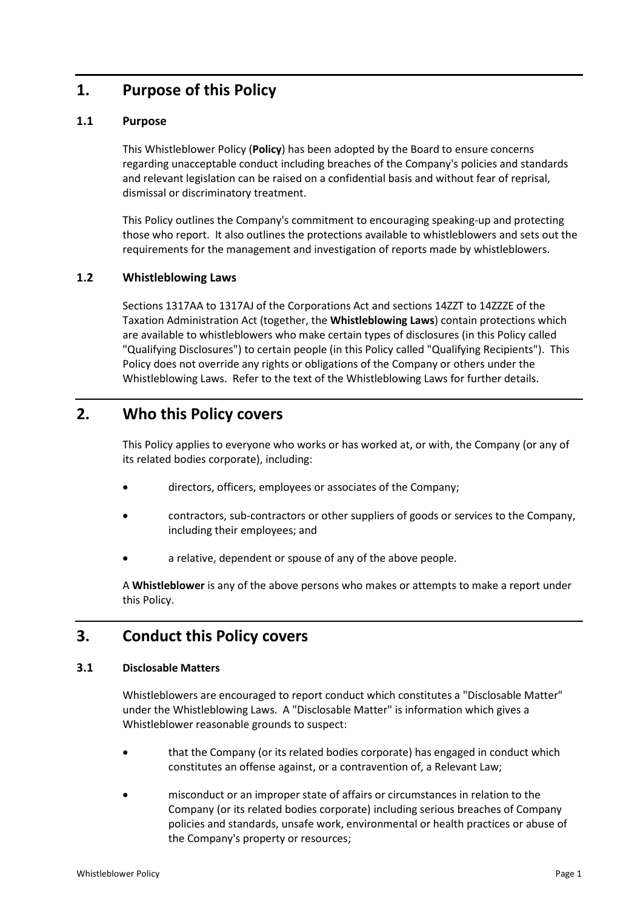# 1. Purpose of this Policy

## 1.1 Purpose

This Whistleblower Policy (**Policy**) has been adopted by the Board to ensure concerns regarding unacceptable conduct including breaches of the Company's policies and standards and relevant legislation can be raised on a confidential basis and without fear of reprisal, dismissal or discriminatory treatment.

This Policy outlines the Company's commitment to encouraging speaking-up and protecting those who report. It also outlines the protections available to whistleblowers and sets out the requirements for the management and investigation of reports made by whistleblowers.

## 1.2 Whistleblowing Laws

Sections 1317AA to 1317AJ of the Corporations Act and sections 14ZZT to 14ZZZE of the Taxation Administration Act (together, the **Whistleblowing Laws**) contain protections which are available to whistleblowers who make certain types of disclosures (in this Policy called "Qualifying Disclosures") to certain people (in this Policy called "Qualifying Recipients"). This Policy does not override any rights or obligations of the Company or others under the Whistleblowing Laws. Refer to the text of the Whistleblowing Laws for further details.

# 2. Who this Policy covers

This Policy applies to everyone who works or has worked at, or with, the Company (or any of its related bodies corporate), including:

- directors, officers, employees or associates of the Company;
- contractors, sub-contractors or other suppliers of goods or services to the Company, including their employees; and
- a relative, dependent or spouse of any of the above people.

A **Whistleblower** is any of the above persons who makes or attempts to make a report under this Policy.

# 3. Conduct this Policy covers

## 3.1 Disclosable Matters

Whistleblowers are encouraged to report conduct which constitutes a "Disclosable Matter" under the Whistleblowing Laws. A "Disclosable Matter" is information which gives a Whistleblower reasonable grounds to suspect:

- that the Company (or its related bodies corporate) has engaged in conduct which constitutes an offense against, or a contravention of, a Relevant Law;
- misconduct or an improper state of affairs or circumstances in relation to the Company (or its related bodies corporate) including serious breaches of Company policies and standards, unsafe work, environmental or health practices or abuse of the Company's property or resources;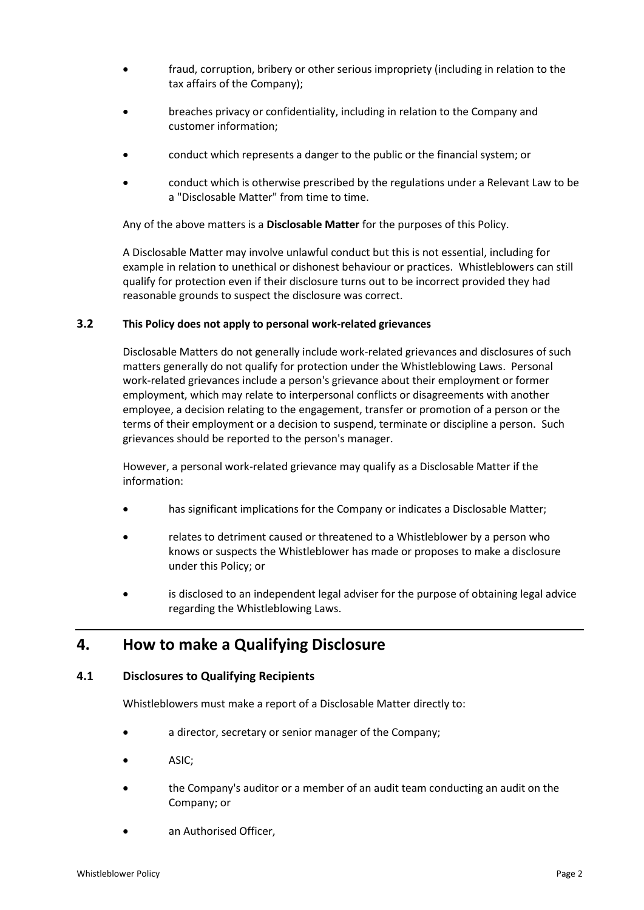- fraud, corruption, bribery or other serious impropriety (including in relation to the tax affairs of the Company);
- breaches privacy or confidentiality, including in relation to the Company and customer information;
- conduct which represents a danger to the public or the financial system; or
- conduct which is otherwise prescribed by the regulations under a Relevant Law to be a "Disclosable Matter" from time to time.

Any of the above matters is a **Disclosable Matter** for the purposes of this Policy.

A Disclosable Matter may involve unlawful conduct but this is not essential, including for example in relation to unethical or dishonest behaviour or practices. Whistleblowers can still qualify for protection even if their disclosure turns out to be incorrect provided they had reasonable grounds to suspect the disclosure was correct.

### 3.2 This Policy does not apply to personal work-related grievances

Disclosable Matters do not generally include work-related grievances and disclosures of such matters generally do not qualify for protection under the Whistleblowing Laws. Personal work-related grievances include a person's grievance about their employment or former employment, which may relate to interpersonal conflicts or disagreements with another employee, a decision relating to the engagement, transfer or promotion of a person or the terms of their employment or a decision to suspend, terminate or discipline a person. Such grievances should be reported to the person's manager.

However, a personal work-related grievance may qualify as a Disclosable Matter if the information:

- has significant implications for the Company or indicates a Disclosable Matter;
- relates to detriment caused or threatened to a Whistleblower by a person who knows or suspects the Whistleblower has made or proposes to make a disclosure under this Policy; or
- is disclosed to an independent legal adviser for the purpose of obtaining legal advice regarding the Whistleblowing Laws.

## 4. How to make a Qualifying Disclosure

### 4.1 Disclosures to Qualifying Recipients

Whistleblowers must make a report of a Disclosable Matter directly to:

- a director, secretary or senior manager of the Company;
- ASIC;
- the Company's auditor or a member of an audit team conducting an audit on the Company; or
- an Authorised Officer,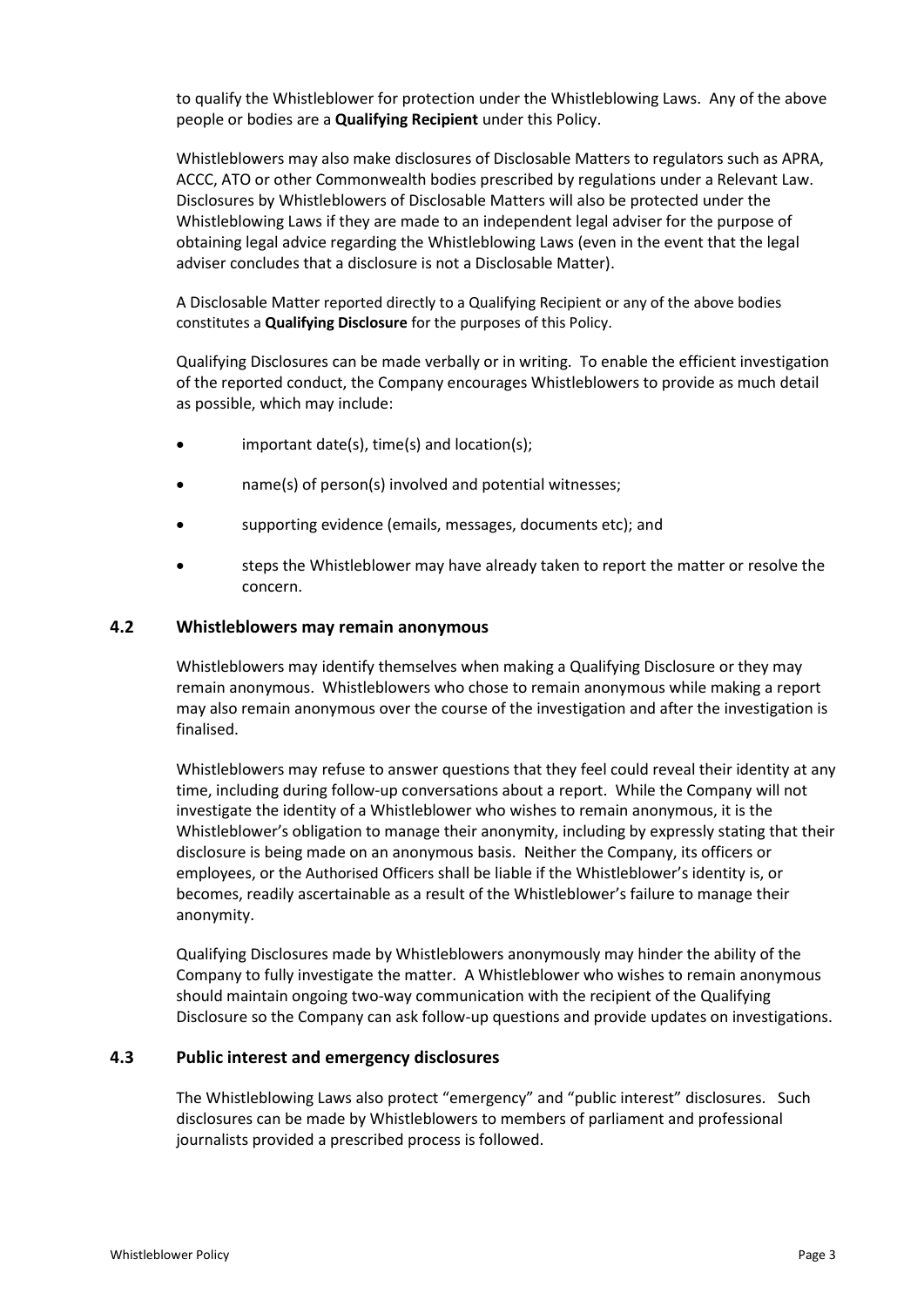to qualify the Whistleblower for protection under the Whistleblowing Laws. Any of the above people or bodies are a **Qualifying Recipient** under this Policy.

Whistleblowers may also make disclosures of Disclosable Matters to regulators such as APRA, ACCC, ATO or other Commonwealth bodies prescribed by regulations under a Relevant Law. Disclosures by Whistleblowers of Disclosable Matters will also be protected under the Whistleblowing Laws if they are made to an independent legal adviser for the purpose of obtaining legal advice regarding the Whistleblowing Laws (even in the event that the legal adviser concludes that a disclosure is not a Disclosable Matter).

A Disclosable Matter reported directly to a Qualifying Recipient or any of the above bodies constitutes a **Qualifying Disclosure** for the purposes of this Policy.

Qualifying Disclosures can be made verbally or in writing. To enable the efficient investigation of the reported conduct, the Company encourages Whistleblowers to provide as much detail as possible, which may include:

- important date(s), time(s) and location(s);
- name(s) of person(s) involved and potential witnesses;
- supporting evidence (emails, messages, documents etc); and
- steps the Whistleblower may have already taken to report the matter or resolve the concern.

### 4.2 Whistleblowers may remain anonymous

Whistleblowers may identify themselves when making a Qualifying Disclosure or they may remain anonymous. Whistleblowers who chose to remain anonymous while making a report may also remain anonymous over the course of the investigation and after the investigation is finalised.

Whistleblowers may refuse to answer questions that they feel could reveal their identity at any time, including during follow-up conversations about a report. While the Company will not investigate the identity of a Whistleblower who wishes to remain anonymous, it is the Whistleblower's obligation to manage their anonymity, including by expressly stating that their disclosure is being made on an anonymous basis. Neither the Company, its officers or employees, or the Authorised Officers shall be liable if the Whistleblower's identity is, or becomes, readily ascertainable as a result of the Whistleblower's failure to manage their anonymity.

Qualifying Disclosures made by Whistleblowers anonymously may hinder the ability of the Company to fully investigate the matter. A Whistleblower who wishes to remain anonymous should maintain ongoing two-way communication with the recipient of the Qualifying Disclosure so the Company can ask follow-up questions and provide updates on investigations.

### 4.3 Public interest and emergency disclosures

The Whistleblowing Laws also protect "emergency" and "public interest" disclosures. Such disclosures can be made by Whistleblowers to members of parliament and professional journalists provided a prescribed process is followed.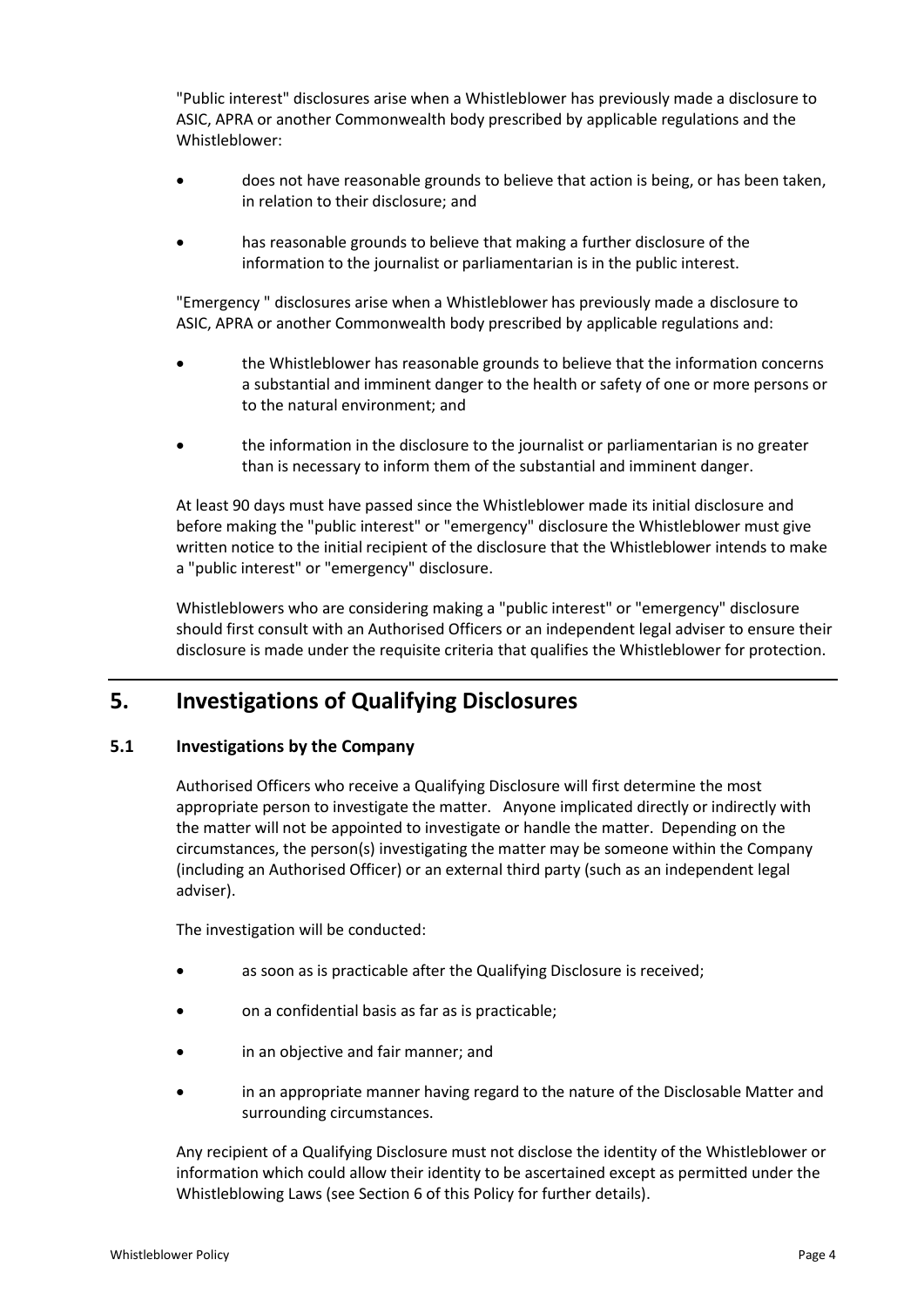"Public interest" disclosures arise when a Whistleblower has previously made a disclosure to ASIC, APRA or another Commonwealth body prescribed by applicable regulations and the Whistleblower:

- does not have reasonable grounds to believe that action is being, or has been taken, in relation to their disclosure; and
- has reasonable grounds to believe that making a further disclosure of the information to the journalist or parliamentarian is in the public interest.

"Emergency " disclosures arise when a Whistleblower has previously made a disclosure to ASIC, APRA or another Commonwealth body prescribed by applicable regulations and:

- the Whistleblower has reasonable grounds to believe that the information concerns a substantial and imminent danger to the health or safety of one or more persons or to the natural environment; and
- the information in the disclosure to the journalist or parliamentarian is no greater than is necessary to inform them of the substantial and imminent danger.

At least 90 days must have passed since the Whistleblower made its initial disclosure and before making the "public interest" or "emergency" disclosure the Whistleblower must give written notice to the initial recipient of the disclosure that the Whistleblower intends to make a "public interest" or "emergency" disclosure.

Whistleblowers who are considering making a "public interest" or "emergency" disclosure should first consult with an Authorised Officers or an independent legal adviser to ensure their disclosure is made under the requisite criteria that qualifies the Whistleblower for protection.

## 5. Investigations of Qualifying Disclosures

### 5.1 Investigations by the Company

Authorised Officers who receive a Qualifying Disclosure will first determine the most appropriate person to investigate the matter. Anyone implicated directly or indirectly with the matter will not be appointed to investigate or handle the matter. Depending on the circumstances, the person(s) investigating the matter may be someone within the Company (including an Authorised Officer) or an external third party (such as an independent legal adviser).

The investigation will be conducted:

- as soon as is practicable after the Qualifying Disclosure is received;
- on a confidential basis as far as is practicable;
- in an objective and fair manner; and
- in an appropriate manner having regard to the nature of the Disclosable Matter and surrounding circumstances.

Any recipient of a Qualifying Disclosure must not disclose the identity of the Whistleblower or information which could allow their identity to be ascertained except as permitted under the Whistleblowing Laws (see Section 6 of this Policy for further details).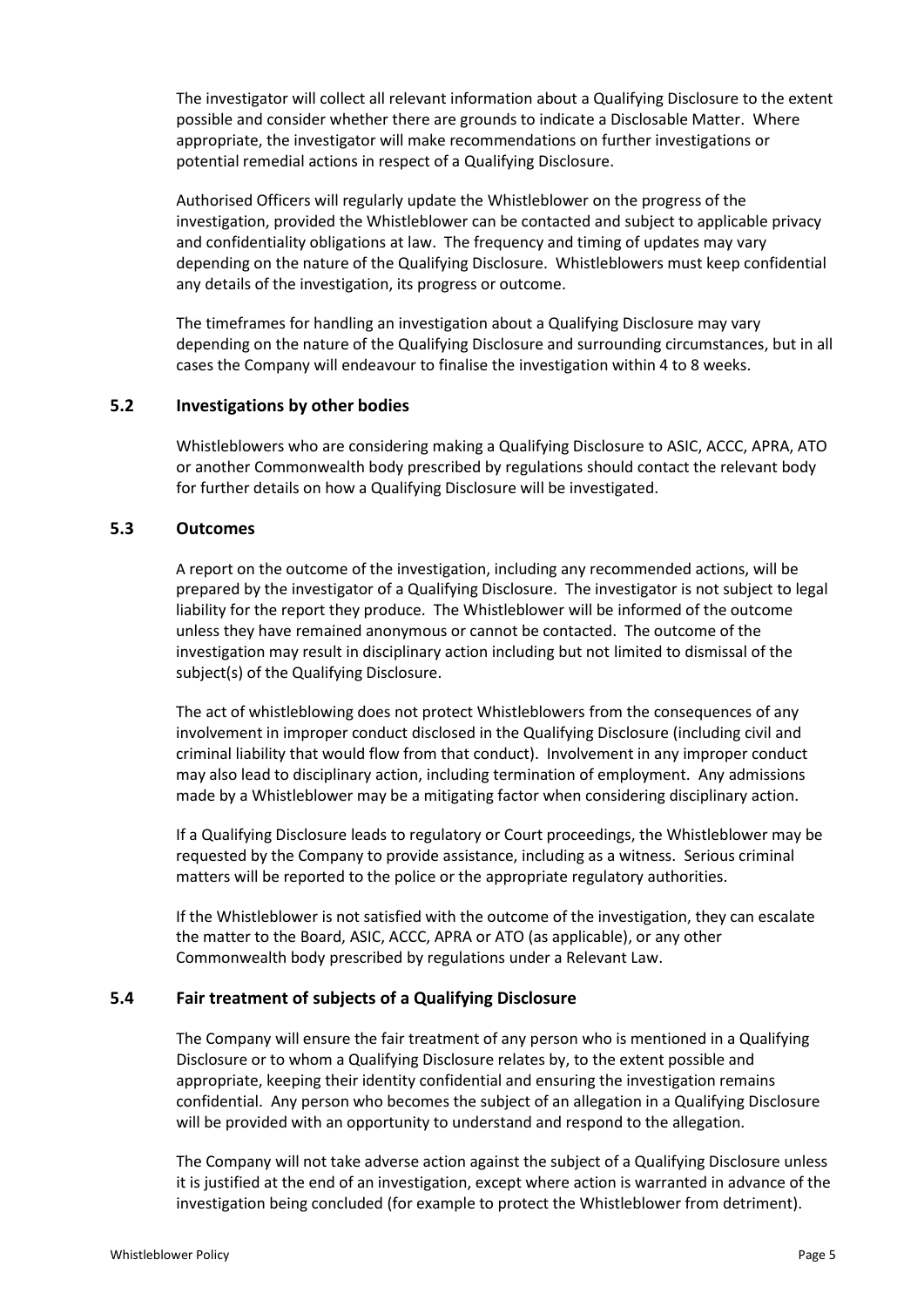The investigator will collect all relevant information about a Qualifying Disclosure to the extent possible and consider whether there are grounds to indicate a Disclosable Matter. Where appropriate, the investigator will make recommendations on further investigations or potential remedial actions in respect of a Qualifying Disclosure.

Authorised Officers will regularly update the Whistleblower on the progress of the investigation, provided the Whistleblower can be contacted and subject to applicable privacy and confidentiality obligations at law. The frequency and timing of updates may vary depending on the nature of the Qualifying Disclosure. Whistleblowers must keep confidential any details of the investigation, its progress or outcome.

The timeframes for handling an investigation about a Qualifying Disclosure may vary depending on the nature of the Qualifying Disclosure and surrounding circumstances, but in all cases the Company will endeavour to finalise the investigation within 4 to 8 weeks.

### 5.2 Investigations by other bodies

Whistleblowers who are considering making a Qualifying Disclosure to ASIC, ACCC, APRA, ATO or another Commonwealth body prescribed by regulations should contact the relevant body for further details on how a Qualifying Disclosure will be investigated.

### 5.3 Outcomes

A report on the outcome of the investigation, including any recommended actions, will be prepared by the investigator of a Qualifying Disclosure. The investigator is not subject to legal liability for the report they produce. The Whistleblower will be informed of the outcome unless they have remained anonymous or cannot be contacted. The outcome of the investigation may result in disciplinary action including but not limited to dismissal of the subject(s) of the Qualifying Disclosure.

The act of whistleblowing does not protect Whistleblowers from the consequences of any involvement in improper conduct disclosed in the Qualifying Disclosure (including civil and criminal liability that would flow from that conduct). Involvement in any improper conduct may also lead to disciplinary action, including termination of employment. Any admissions made by a Whistleblower may be a mitigating factor when considering disciplinary action.

If a Qualifying Disclosure leads to regulatory or Court proceedings, the Whistleblower may be requested by the Company to provide assistance, including as a witness. Serious criminal matters will be reported to the police or the appropriate regulatory authorities.

If the Whistleblower is not satisfied with the outcome of the investigation, they can escalate the matter to the Board, ASIC, ACCC, APRA or ATO (as applicable), or any other Commonwealth body prescribed by regulations under a Relevant Law.

### 5.4 Fair treatment of subjects of a Qualifying Disclosure

The Company will ensure the fair treatment of any person who is mentioned in a Qualifying Disclosure or to whom a Qualifying Disclosure relates by, to the extent possible and appropriate, keeping their identity confidential and ensuring the investigation remains confidential. Any person who becomes the subject of an allegation in a Qualifying Disclosure will be provided with an opportunity to understand and respond to the allegation.

The Company will not take adverse action against the subject of a Qualifying Disclosure unless it is justified at the end of an investigation, except where action is warranted in advance of the investigation being concluded (for example to protect the Whistleblower from detriment).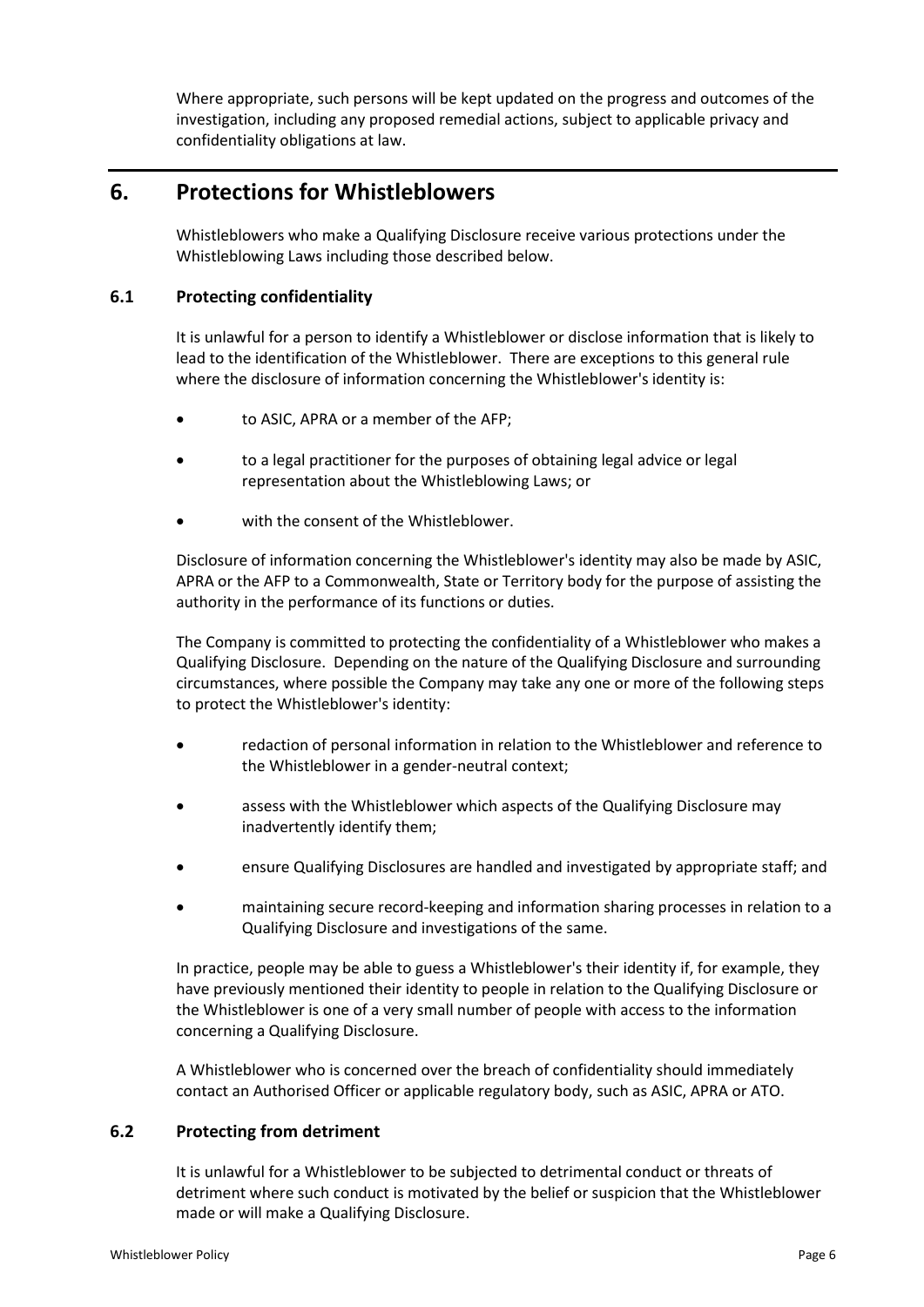Where appropriate, such persons will be kept updated on the progress and outcomes of the investigation, including any proposed remedial actions, subject to applicable privacy and confidentiality obligations at law.

# 6. Protections for Whistleblowers

Whistleblowers who make a Qualifying Disclosure receive various protections under the Whistleblowing Laws including those described below.

## 6.1 Protecting confidentiality

It is unlawful for a person to identify a Whistleblower or disclose information that is likely to lead to the identification of the Whistleblower. There are exceptions to this general rule where the disclosure of information concerning the Whistleblower's identity is:

- to ASIC, APRA or a member of the AFP;
- to a legal practitioner for the purposes of obtaining legal advice or legal representation about the Whistleblowing Laws; or
- with the consent of the Whistleblower.

Disclosure of information concerning the Whistleblower's identity may also be made by ASIC, APRA or the AFP to a Commonwealth, State or Territory body for the purpose of assisting the authority in the performance of its functions or duties.

The Company is committed to protecting the confidentiality of a Whistleblower who makes a Qualifying Disclosure. Depending on the nature of the Qualifying Disclosure and surrounding circumstances, where possible the Company may take any one or more of the following steps to protect the Whistleblower's identity:

- redaction of personal information in relation to the Whistleblower and reference to the Whistleblower in a gender-neutral context;
- assess with the Whistleblower which aspects of the Qualifying Disclosure may inadvertently identify them;
- ensure Qualifying Disclosures are handled and investigated by appropriate staff; and
- maintaining secure record-keeping and information sharing processes in relation to a Qualifying Disclosure and investigations of the same.

In practice, people may be able to guess a Whistleblower's their identity if, for example, they have previously mentioned their identity to people in relation to the Qualifying Disclosure or the Whistleblower is one of a very small number of people with access to the information concerning a Qualifying Disclosure.

A Whistleblower who is concerned over the breach of confidentiality should immediately contact an Authorised Officer or applicable regulatory body, such as ASIC, APRA or ATO.

## 6.2 Protecting from detriment

It is unlawful for a Whistleblower to be subjected to detrimental conduct or threats of detriment where such conduct is motivated by the belief or suspicion that the Whistleblower made or will make a Qualifying Disclosure.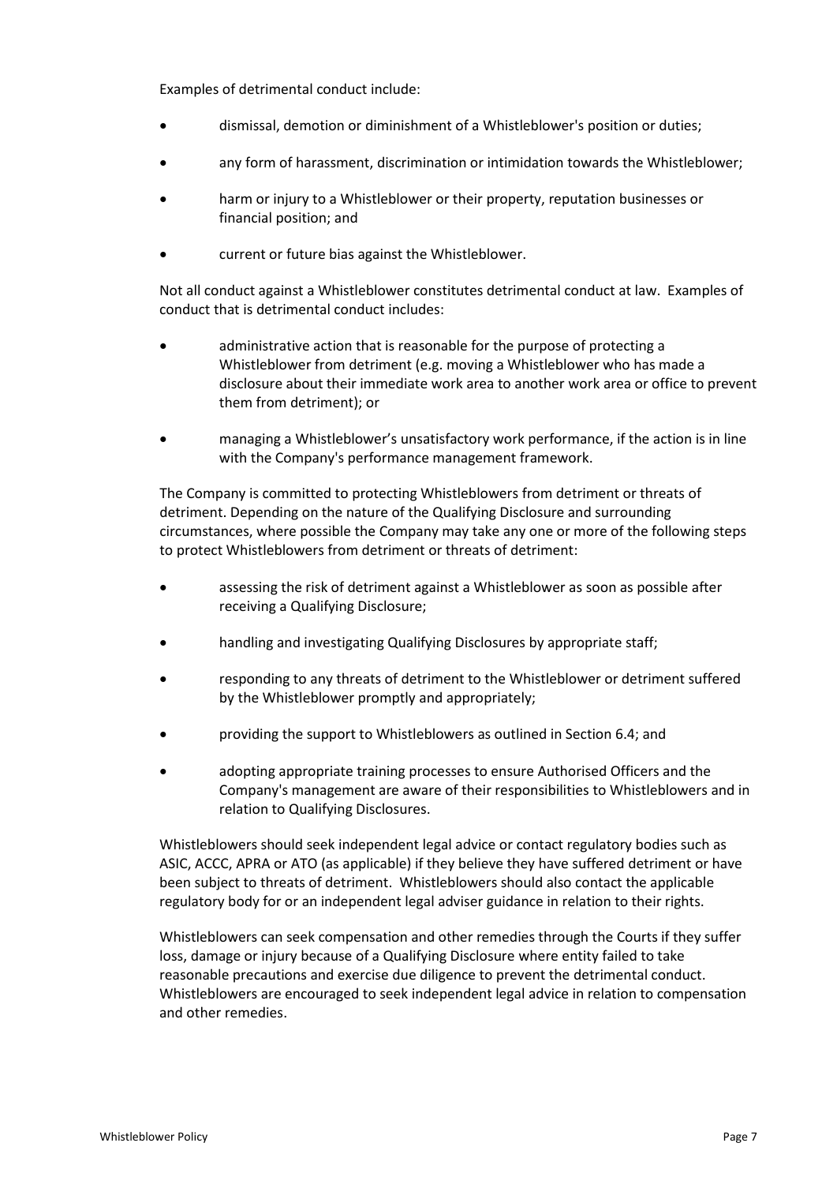Examples of detrimental conduct include:

- dismissal, demotion or diminishment of a Whistleblower's position or duties;
- any form of harassment, discrimination or intimidation towards the Whistleblower;
- harm or injury to a Whistleblower or their property, reputation businesses or financial position; and
- current or future bias against the Whistleblower.

Not all conduct against a Whistleblower constitutes detrimental conduct at law. Examples of conduct that is detrimental conduct includes:

- administrative action that is reasonable for the purpose of protecting a Whistleblower from detriment (e.g. moving a Whistleblower who has made a disclosure about their immediate work area to another work area or office to prevent them from detriment); or
- managing a Whistleblower's unsatisfactory work performance, if the action is in line with the Company's performance management framework.

The Company is committed to protecting Whistleblowers from detriment or threats of detriment. Depending on the nature of the Qualifying Disclosure and surrounding circumstances, where possible the Company may take any one or more of the following steps to protect Whistleblowers from detriment or threats of detriment:

- assessing the risk of detriment against a Whistleblower as soon as possible after receiving a Qualifying Disclosure;
- handling and investigating Qualifying Disclosures by appropriate staff;
- responding to any threats of detriment to the Whistleblower or detriment suffered by the Whistleblower promptly and appropriately;
- providing the support to Whistleblowers as outlined in Section 6.4; and
- adopting appropriate training processes to ensure Authorised Officers and the Company's management are aware of their responsibilities to Whistleblowers and in relation to Qualifying Disclosures.

Whistleblowers should seek independent legal advice or contact regulatory bodies such as ASIC, ACCC, APRA or ATO (as applicable) if they believe they have suffered detriment or have been subject to threats of detriment. Whistleblowers should also contact the applicable regulatory body for or an independent legal adviser guidance in relation to their rights.

Whistleblowers can seek compensation and other remedies through the Courts if they suffer loss, damage or injury because of a Qualifying Disclosure where entity failed to take reasonable precautions and exercise due diligence to prevent the detrimental conduct. Whistleblowers are encouraged to seek independent legal advice in relation to compensation and other remedies.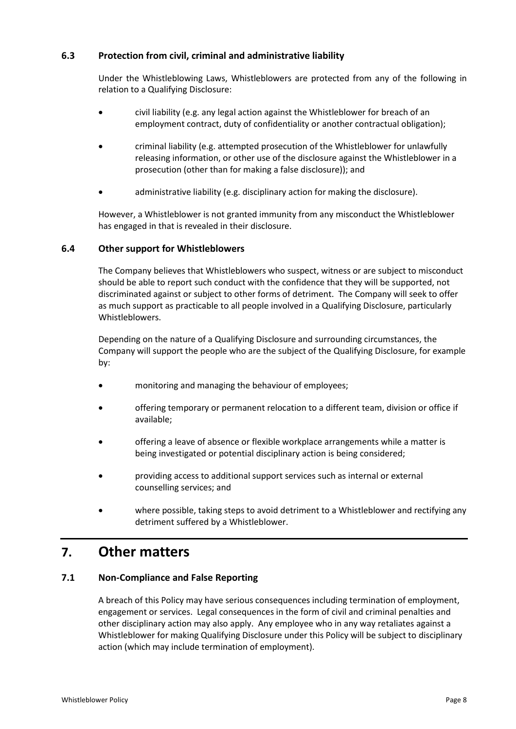### 6.3 Protection from civil, criminal and administrative liability

Under the Whistleblowing Laws, Whistleblowers are protected from any of the following in relation to a Qualifying Disclosure:

- civil liability (e.g. any legal action against the Whistleblower for breach of an employment contract, duty of confidentiality or another contractual obligation);
- criminal liability (e.g. attempted prosecution of the Whistleblower for unlawfully releasing information, or other use of the disclosure against the Whistleblower in a prosecution (other than for making a false disclosure)); and
- administrative liability (e.g. disciplinary action for making the disclosure).

However, a Whistleblower is not granted immunity from any misconduct the Whistleblower has engaged in that is revealed in their disclosure.

### 6.4 Other support for Whistleblowers

The Company believes that Whistleblowers who suspect, witness or are subject to misconduct should be able to report such conduct with the confidence that they will be supported, not discriminated against or subject to other forms of detriment. The Company will seek to offer as much support as practicable to all people involved in a Qualifying Disclosure, particularly Whistleblowers.

Depending on the nature of a Qualifying Disclosure and surrounding circumstances, the Company will support the people who are the subject of the Qualifying Disclosure, for example by:

- monitoring and managing the behaviour of employees;
- offering temporary or permanent relocation to a different team, division or office if available;
- offering a leave of absence or flexible workplace arrangements while a matter is being investigated or potential disciplinary action is being considered;
- providing access to additional support services such as internal or external counselling services; and
- where possible, taking steps to avoid detriment to a Whistleblower and rectifying any detriment suffered by a Whistleblower.

## 7. Other matters

### 7.1 Non-Compliance and False Reporting

A breach of this Policy may have serious consequences including termination of employment, engagement or services. Legal consequences in the form of civil and criminal penalties and other disciplinary action may also apply. Any employee who in any way retaliates against a Whistleblower for making Qualifying Disclosure under this Policy will be subject to disciplinary action (which may include termination of employment).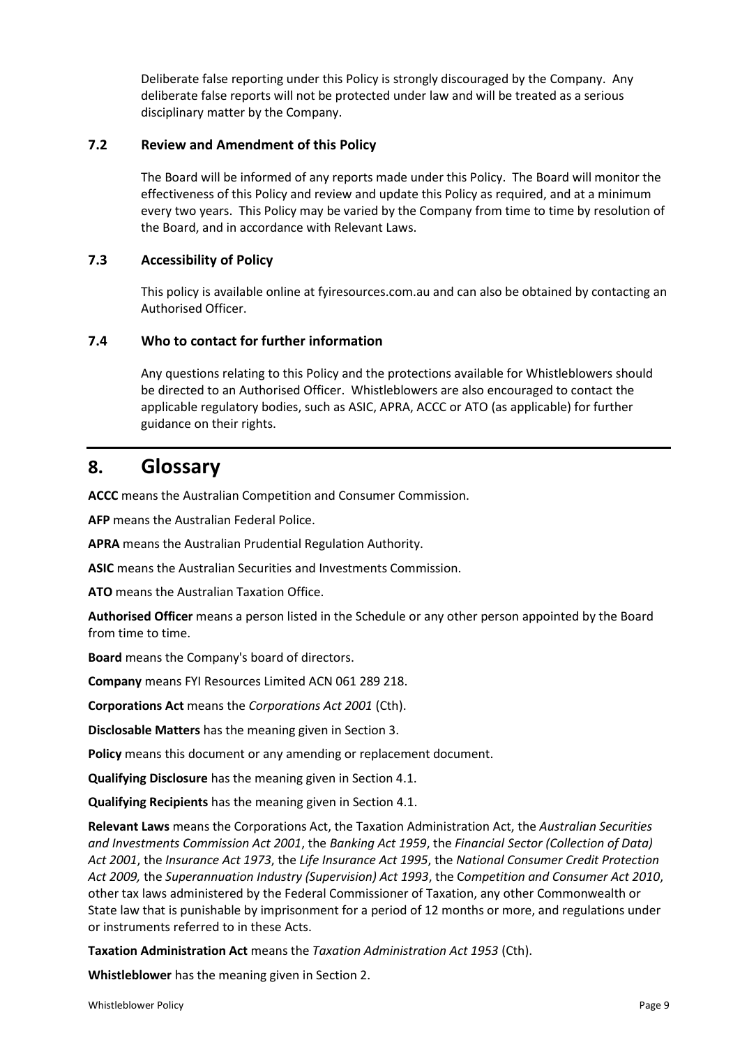Deliberate false reporting under this Policy is strongly discouraged by the Company. Any deliberate false reports will not be protected under law and will be treated as a serious disciplinary matter by the Company.

### 7.2 Review and Amendment of this Policy

The Board will be informed of any reports made under this Policy. The Board will monitor the effectiveness of this Policy and review and update this Policy as required, and at a minimum every two years. This Policy may be varied by the Company from time to time by resolution of the Board, and in accordance with Relevant Laws.

### 7.3 Accessibility of Policy

This policy is available online at fyiresources.com.au and can also be obtained by contacting an Authorised Officer.

### 7.4 Who to contact for further information

Any questions relating to this Policy and the protections available for Whistleblowers should be directed to an Authorised Officer. Whistleblowers are also encouraged to contact the applicable regulatory bodies, such as ASIC, APRA, ACCC or ATO (as applicable) for further guidance on their rights.

## 8. Glossary

**ACCC** means the Australian Competition and Consumer Commission.

**AFP** means the Australian Federal Police.

**APRA** means the Australian Prudential Regulation Authority.

**ASIC** means the Australian Securities and Investments Commission.

**ATO** means the Australian Taxation Office.

**Authorised Officer** means a person listed in the Schedule or any other person appointed by the Board from time to time.

**Board** means the Company's board of directors.

**Company** means FYI Resources Limited ACN 061 289 218.

**Corporations Act** means the *Corporations Act 2001* (Cth).

**Disclosable Matters** has the meaning given in Section 3.

**Policy** means this document or any amending or replacement document.

**Qualifying Disclosure** has the meaning given in Section 4.1.

**Qualifying Recipients** has the meaning given in Section 4.1.

**Relevant Laws** means the Corporations Act, the Taxation Administration Act, the *Australian Securities and Investments Commission Act 2001*, the *Banking Act 1959*, the *Financial Sector (Collection of Data) Act 2001*, the *Insurance Act 1973*, the *Life Insurance Act 1995*, the *National Consumer Credit Protection Act 2009,* the *Superannuation Industry (Supervision) Act 1993*, the C*ompetition and Consumer Act 2010*, other tax laws administered by the Federal Commissioner of Taxation, any other Commonwealth or State law that is punishable by imprisonment for a period of 12 months or more, and regulations under or instruments referred to in these Acts.

**Taxation Administration Act** means the *Taxation Administration Act 1953* (Cth).

**Whistleblower** has the meaning given in Section 2.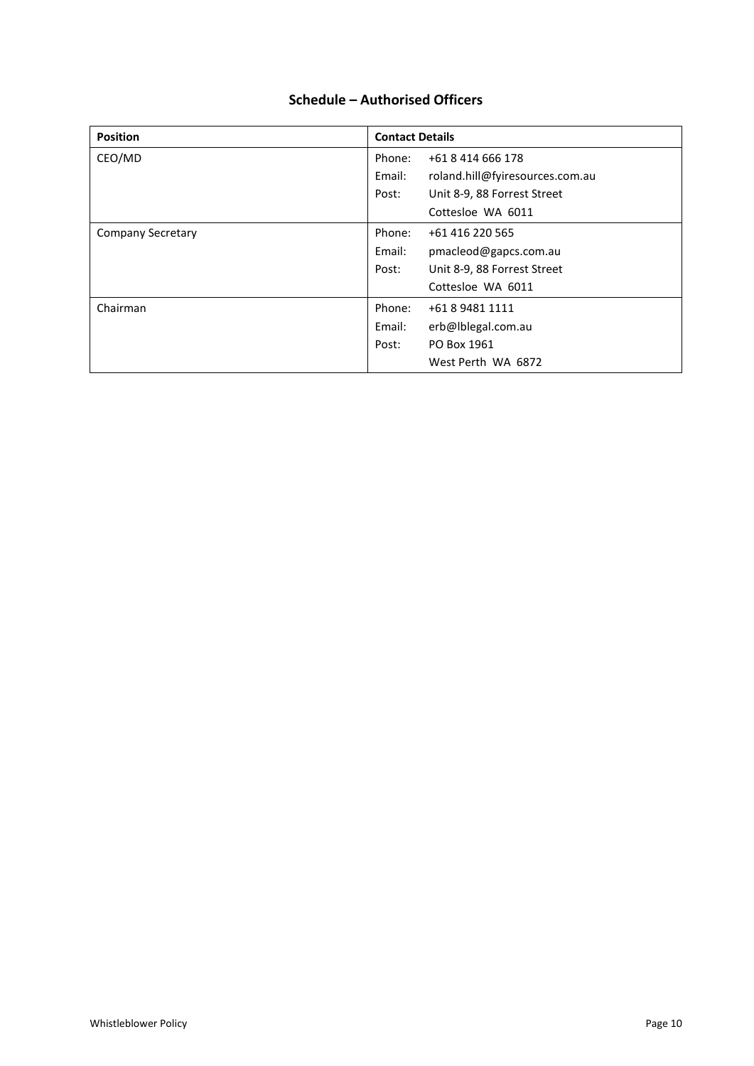## Schedule – Authorised Officers

| Position | Contact Details |
|---|---|
| CEO/MD | Phone: +61 8 414 666 178<br>Email: roland.hill@fyiresources.com.au<br>Post: Unit 8-9, 88 Forrest Street<br>Cottesloe WA 6011 |
| Company Secretary | Phone: +61 416 220 565<br>Email: pmacleod@gapcs.com.au<br>Post: Unit 8-9, 88 Forrest Street<br>Cottesloe WA 6011 |
| Chairman | Phone: +61 8 9481 1111<br>Email: erb@lblegal.com.au<br>Post: PO Box 1961<br>West Perth WA 6872 |